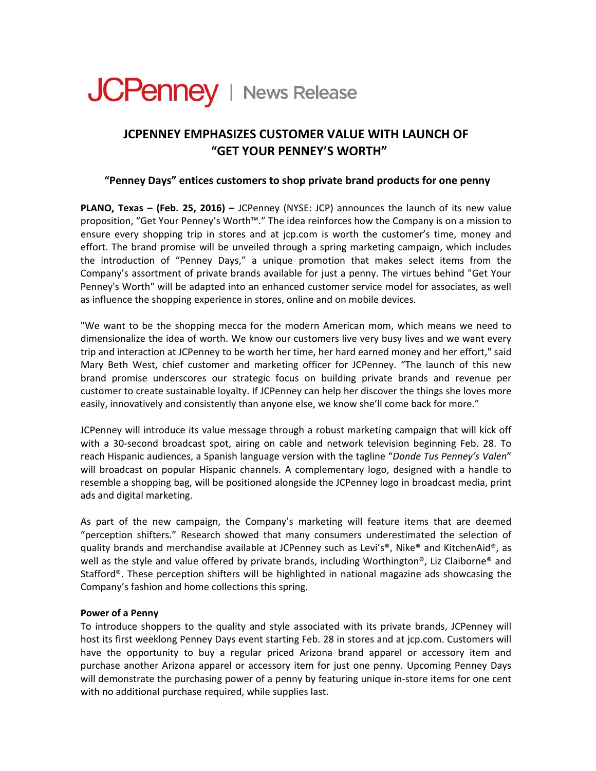JCPenney | News Release

# JCPENNEY EMPHASIZES CUSTOMER VALUE WITH LAUNCH OF "GET YOUR PENNEY'S WORTH"

### "Penney Days" entices customers to shop private brand products for one penny

**PLANO, Texas – (Feb. 25, 2016) –** JCPenney (NYSE: JCP) announces the launch of its new value proposition, "Get Your Penney's Worth™." The idea reinforces how the Company is on a mission to ensure every shopping trip in stores and at jcp.com is worth the customer's time, money and effort. The brand promise will be unveiled through a spring marketing campaign, which includes the introduction of "Penney Days," a unique promotion that makes select items from the Company's assortment of private brands available for just a penny. The virtues behind "Get Your Penney's Worth" will be adapted into an enhanced customer service model for associates, as well as influence the shopping experience in stores, online and on mobile devices.

"We want to be the shopping mecca for the modern American mom, which means we need to dimensionalize the idea of worth. We know our customers live very busy lives and we want every trip and interaction at JCPenney to be worth her time, her hard earned money and her effort," said Mary Beth West, chief customer and marketing officer for JCPenney. "The launch of this new brand promise underscores our strategic focus on building private brands and revenue per customer to create sustainable loyalty. If JCPenney can help her discover the things she loves more easily, innovatively and consistently than anyone else, we know she'll come back for more."

JCPenney will introduce its value message through a robust marketing campaign that will kick off with a 30-second broadcast spot, airing on cable and network television beginning Feb. 28. To reach Hispanic audiences, a Spanish language version with the tagline "*Donde Tus Penney's Valen*" will broadcast on popular Hispanic channels. A complementary logo, designed with a handle to resemble a shopping bag, will be positioned alongside the JCPenney logo in broadcast media, print ads and digital marketing.

As part of the new campaign, the Company's marketing will feature items that are deemed "perception shifters." Research showed that many consumers underestimated the selection of quality brands and merchandise available at JCPenney such as Levi's®, Nike® and KitchenAid®, as well as the style and value offered by private brands, including Worthington®, Liz Claiborne® and Stafford®. These perception shifters will be highlighted in national magazine ads showcasing the Company's fashion and home collections this spring.

**Power of a Penny**

To introduce shoppers to the quality and style associated with its private brands, JCPenney will host its first weeklong Penney Days event starting Feb. 28 in stores and at jcp.com. Customers will have the opportunity to buy a regular priced Arizona brand apparel or accessory item and purchase another Arizona apparel or accessory item for just one penny. Upcoming Penney Days will demonstrate the purchasing power of a penny by featuring unique in-store items for one cent with no additional purchase required, while supplies last.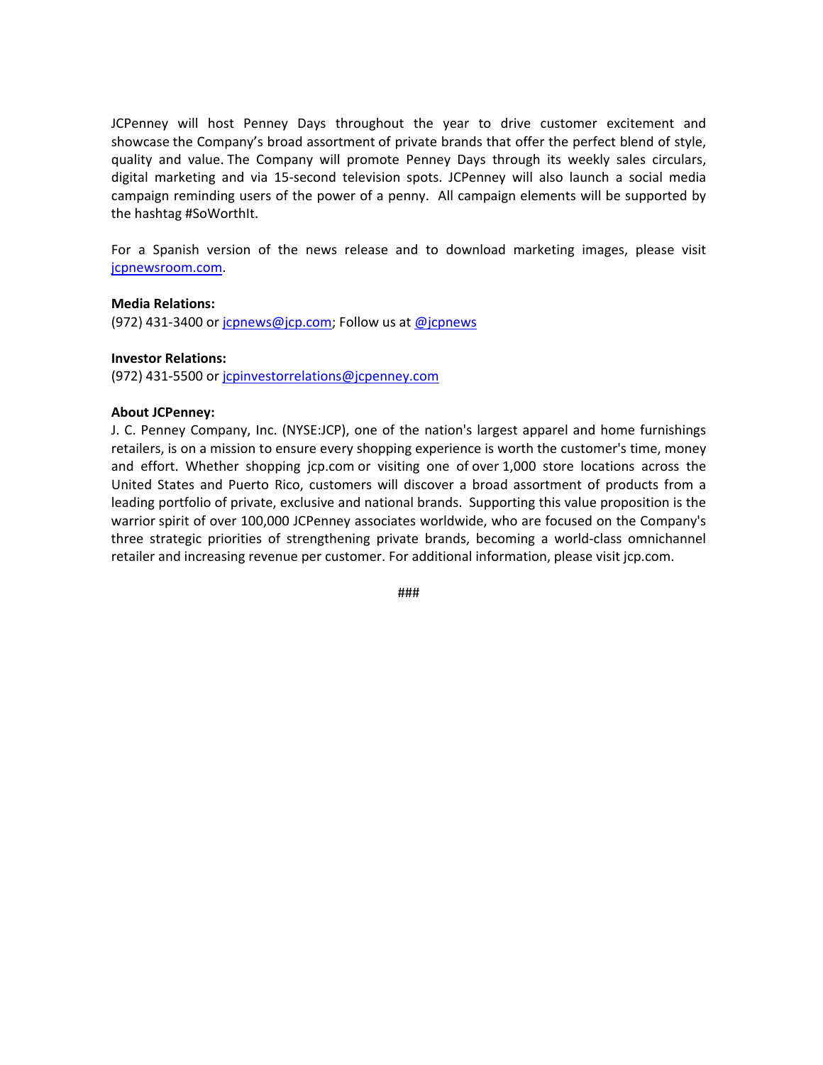JCPenney will host Penney Days throughout the year to drive customer excitement and showcase the Company's broad assortment of private brands that offer the perfect blend of style, quality and value. The Company will promote Penney Days through its weekly sales circulars, digital marketing and via 15-second television spots. JCPenney will also launch a social media campaign reminding users of the power of a penny. All campaign elements will be supported by the hashtag #SoWorthIt.

For a Spanish version of the news release and to download marketing images, please visit jcpnewsroom.com.

**Media Relations:**
(972) 431-3400 or jcpnews@jcp.com; Follow us at @jcpnews

**Investor Relations:**
(972) 431-5500 or jcpinvestorrelations@jcpenney.com

**About JCPenney:**
J. C. Penney Company, Inc. (NYSE:JCP), one of the nation's largest apparel and home furnishings retailers, is on a mission to ensure every shopping experience is worth the customer's time, money and effort. Whether shopping jcp.com or visiting one of over 1,000 store locations across the United States and Puerto Rico, customers will discover a broad assortment of products from a leading portfolio of private, exclusive and national brands. Supporting this value proposition is the warrior spirit of over 100,000 JCPenney associates worldwide, who are focused on the Company's three strategic priorities of strengthening private brands, becoming a world-class omnichannel retailer and increasing revenue per customer. For additional information, please visit jcp.com.

###